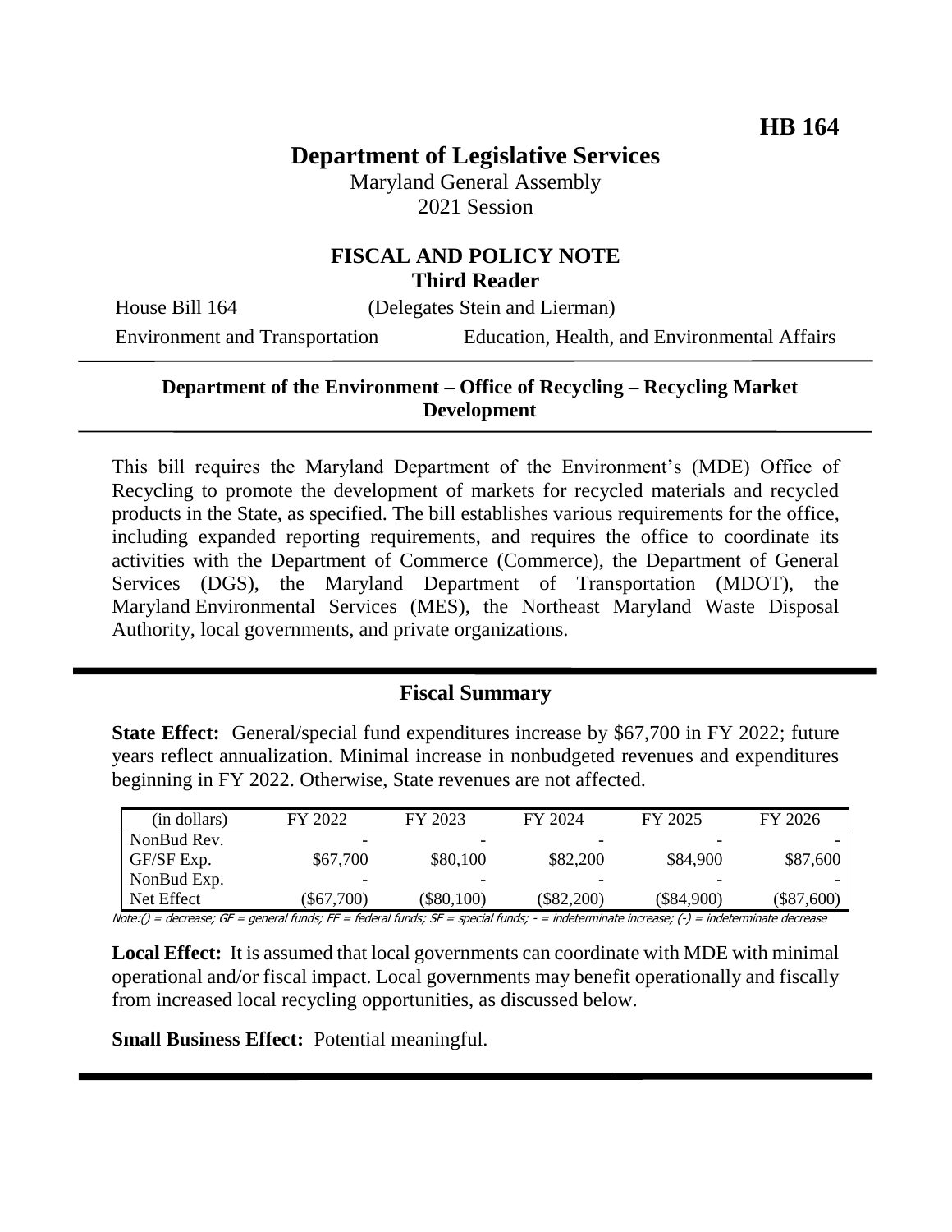**HB 164**

# Department of Legislative Services

Maryland General Assembly
2021 Session

## FISCAL AND POLICY NOTE
**Third Reader**

House Bill 164 (Delegates Stein and Lierman)

Environment and Transportation Education, Health, and Environmental Affairs

**Department of the Environment – Office of Recycling – Recycling Market Development**

This bill requires the Maryland Department of the Environment's (MDE) Office of Recycling to promote the development of markets for recycled materials and recycled products in the State, as specified. The bill establishes various requirements for the office, including expanded reporting requirements, and requires the office to coordinate its activities with the Department of Commerce (Commerce), the Department of General Services (DGS), the Maryland Department of Transportation (MDOT), the Maryland Environmental Services (MES), the Northeast Maryland Waste Disposal Authority, local governments, and private organizations.

## Fiscal Summary

**State Effect:** General/special fund expenditures increase by $67,700 in FY 2022; future years reflect annualization. Minimal increase in nonbudgeted revenues and expenditures beginning in FY 2022. Otherwise, State revenues are not affected.

| (in dollars) | FY 2022 | FY 2023 | FY 2024 | FY 2025 | FY 2026 |
|---|---|---|---|---|---|
| NonBud Rev. | - | - | - | - | - |
| GF/SF Exp. | $67,700 | $80,100 | $82,200 | $84,900 | $87,600 |
| NonBud Exp. | - | - | - | - | - |
| Net Effect | ($67,700) | ($80,100) | ($82,200) | ($84,900) | ($87,600) |

Note:() = decrease; GF = general funds; FF = federal funds; SF = special funds; - = indeterminate increase; (-) = indeterminate decrease

**Local Effect:** It is assumed that local governments can coordinate with MDE with minimal operational and/or fiscal impact. Local governments may benefit operationally and fiscally from increased local recycling opportunities, as discussed below.

**Small Business Effect:** Potential meaningful.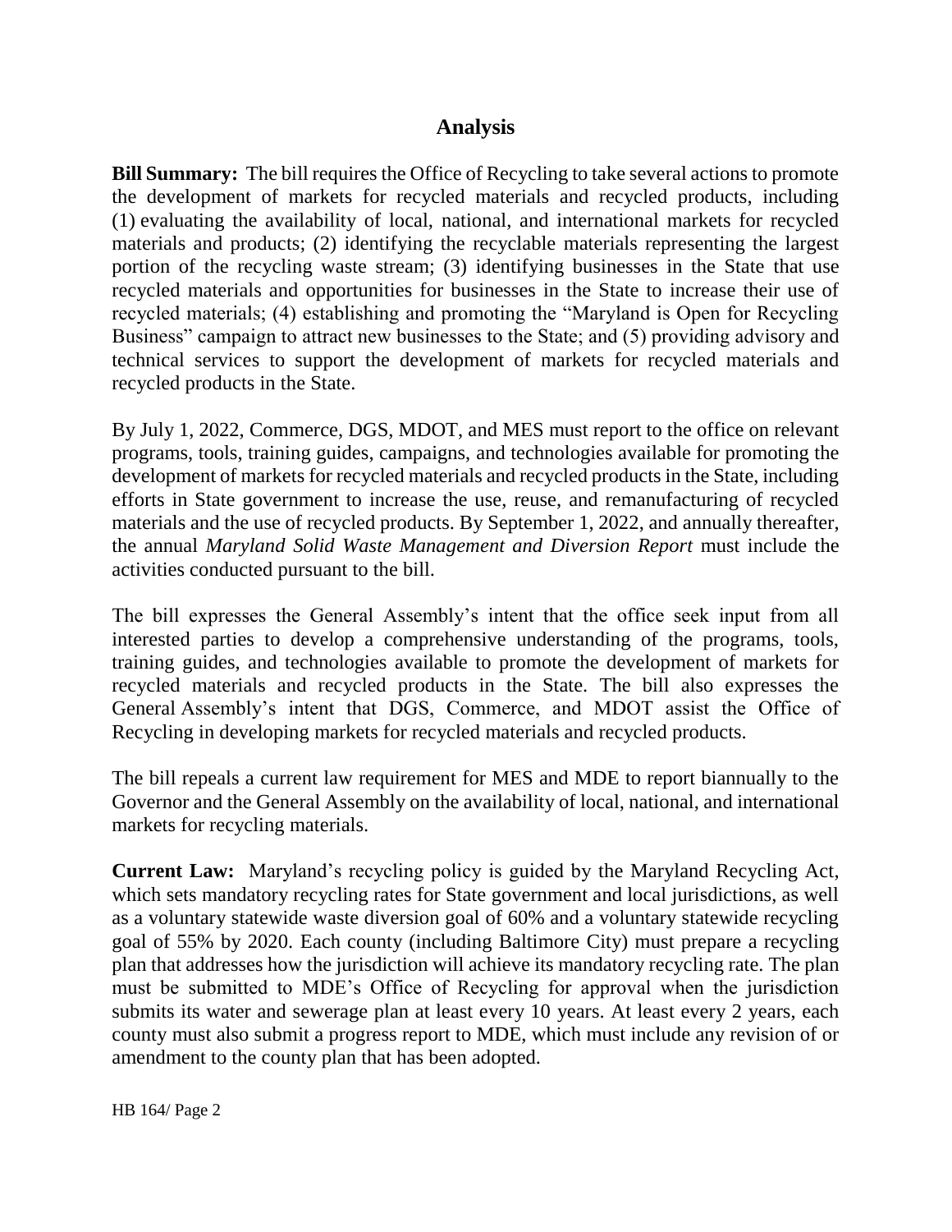## Analysis

**Bill Summary:** The bill requires the Office of Recycling to take several actions to promote the development of markets for recycled materials and recycled products, including (1) evaluating the availability of local, national, and international markets for recycled materials and products; (2) identifying the recyclable materials representing the largest portion of the recycling waste stream; (3) identifying businesses in the State that use recycled materials and opportunities for businesses in the State to increase their use of recycled materials; (4) establishing and promoting the "Maryland is Open for Recycling Business" campaign to attract new businesses to the State; and (5) providing advisory and technical services to support the development of markets for recycled materials and recycled products in the State.

By July 1, 2022, Commerce, DGS, MDOT, and MES must report to the office on relevant programs, tools, training guides, campaigns, and technologies available for promoting the development of markets for recycled materials and recycled products in the State, including efforts in State government to increase the use, reuse, and remanufacturing of recycled materials and the use of recycled products. By September 1, 2022, and annually thereafter, the annual *Maryland Solid Waste Management and Diversion Report* must include the activities conducted pursuant to the bill.

The bill expresses the General Assembly's intent that the office seek input from all interested parties to develop a comprehensive understanding of the programs, tools, training guides, and technologies available to promote the development of markets for recycled materials and recycled products in the State. The bill also expresses the General Assembly's intent that DGS, Commerce, and MDOT assist the Office of Recycling in developing markets for recycled materials and recycled products.

The bill repeals a current law requirement for MES and MDE to report biannually to the Governor and the General Assembly on the availability of local, national, and international markets for recycling materials.

**Current Law:** Maryland's recycling policy is guided by the Maryland Recycling Act, which sets mandatory recycling rates for State government and local jurisdictions, as well as a voluntary statewide waste diversion goal of 60% and a voluntary statewide recycling goal of 55% by 2020. Each county (including Baltimore City) must prepare a recycling plan that addresses how the jurisdiction will achieve its mandatory recycling rate. The plan must be submitted to MDE's Office of Recycling for approval when the jurisdiction submits its water and sewerage plan at least every 10 years. At least every 2 years, each county must also submit a progress report to MDE, which must include any revision of or amendment to the county plan that has been adopted.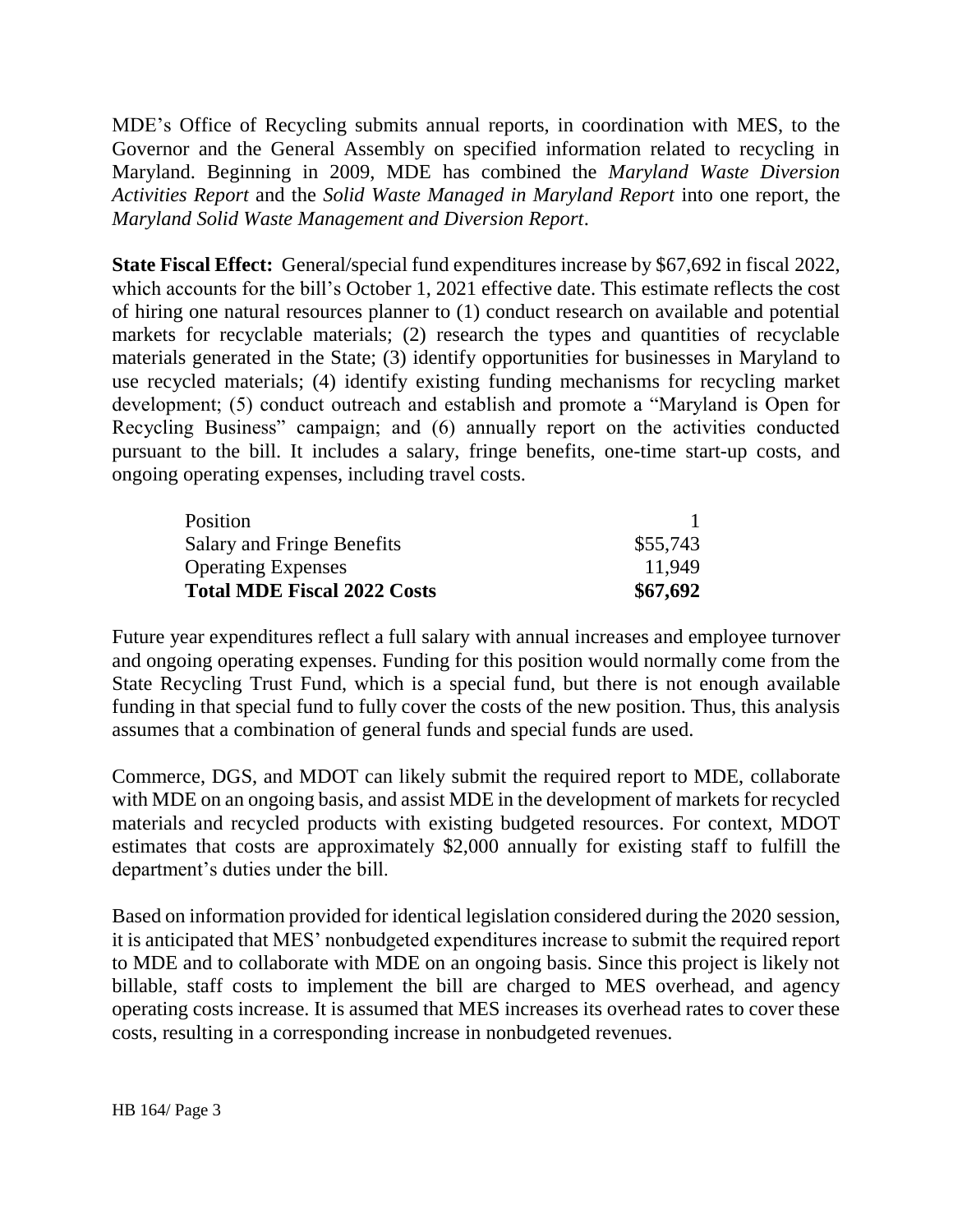MDE's Office of Recycling submits annual reports, in coordination with MES, to the Governor and the General Assembly on specified information related to recycling in Maryland. Beginning in 2009, MDE has combined the *Maryland Waste Diversion Activities Report* and the *Solid Waste Managed in Maryland Report* into one report, the *Maryland Solid Waste Management and Diversion Report*.

**State Fiscal Effect:** General/special fund expenditures increase by $67,692 in fiscal 2022, which accounts for the bill's October 1, 2021 effective date. This estimate reflects the cost of hiring one natural resources planner to (1) conduct research on available and potential markets for recyclable materials; (2) research the types and quantities of recyclable materials generated in the State; (3) identify opportunities for businesses in Maryland to use recycled materials; (4) identify existing funding mechanisms for recycling market development; (5) conduct outreach and establish and promote a "Maryland is Open for Recycling Business" campaign; and (6) annually report on the activities conducted pursuant to the bill. It includes a salary, fringe benefits, one-time start-up costs, and ongoing operating expenses, including travel costs.

| | |
|---|---|
| Position | 1 |
| Salary and Fringe Benefits | $55,743 |
| Operating Expenses | 11,949 |
| **Total MDE Fiscal 2022 Costs** | **$67,692** |

Future year expenditures reflect a full salary with annual increases and employee turnover and ongoing operating expenses. Funding for this position would normally come from the State Recycling Trust Fund, which is a special fund, but there is not enough available funding in that special fund to fully cover the costs of the new position. Thus, this analysis assumes that a combination of general funds and special funds are used.

Commerce, DGS, and MDOT can likely submit the required report to MDE, collaborate with MDE on an ongoing basis, and assist MDE in the development of markets for recycled materials and recycled products with existing budgeted resources. For context, MDOT estimates that costs are approximately $2,000 annually for existing staff to fulfill the department's duties under the bill.

Based on information provided for identical legislation considered during the 2020 session, it is anticipated that MES' nonbudgeted expenditures increase to submit the required report to MDE and to collaborate with MDE on an ongoing basis. Since this project is likely not billable, staff costs to implement the bill are charged to MES overhead, and agency operating costs increase. It is assumed that MES increases its overhead rates to cover these costs, resulting in a corresponding increase in nonbudgeted revenues.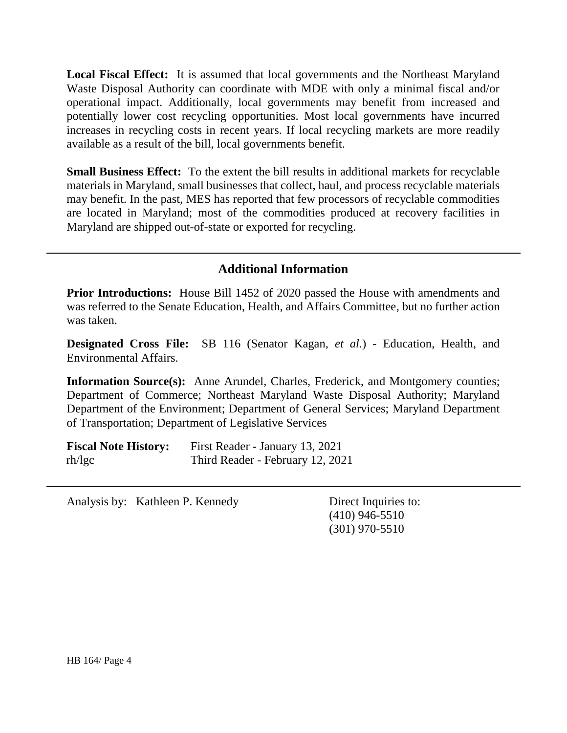**Local Fiscal Effect:** It is assumed that local governments and the Northeast Maryland Waste Disposal Authority can coordinate with MDE with only a minimal fiscal and/or operational impact. Additionally, local governments may benefit from increased and potentially lower cost recycling opportunities. Most local governments have incurred increases in recycling costs in recent years. If local recycling markets are more readily available as a result of the bill, local governments benefit.

**Small Business Effect:** To the extent the bill results in additional markets for recyclable materials in Maryland, small businesses that collect, haul, and process recyclable materials may benefit. In the past, MES has reported that few processors of recyclable commodities are located in Maryland; most of the commodities produced at recovery facilities in Maryland are shipped out-of-state or exported for recycling.

## Additional Information

**Prior Introductions:** House Bill 1452 of 2020 passed the House with amendments and was referred to the Senate Education, Health, and Affairs Committee, but no further action was taken.

**Designated Cross File:** SB 116 (Senator Kagan, *et al.*) - Education, Health, and Environmental Affairs.

**Information Source(s):** Anne Arundel, Charles, Frederick, and Montgomery counties; Department of Commerce; Northeast Maryland Waste Disposal Authority; Maryland Department of the Environment; Department of General Services; Maryland Department of Transportation; Department of Legislative Services

**Fiscal Note History:** First Reader - January 13, 2021
rh/lgc Third Reader - February 12, 2021

Analysis by: Kathleen P. Kennedy

Direct Inquiries to:
(410) 946-5510
(301) 970-5510